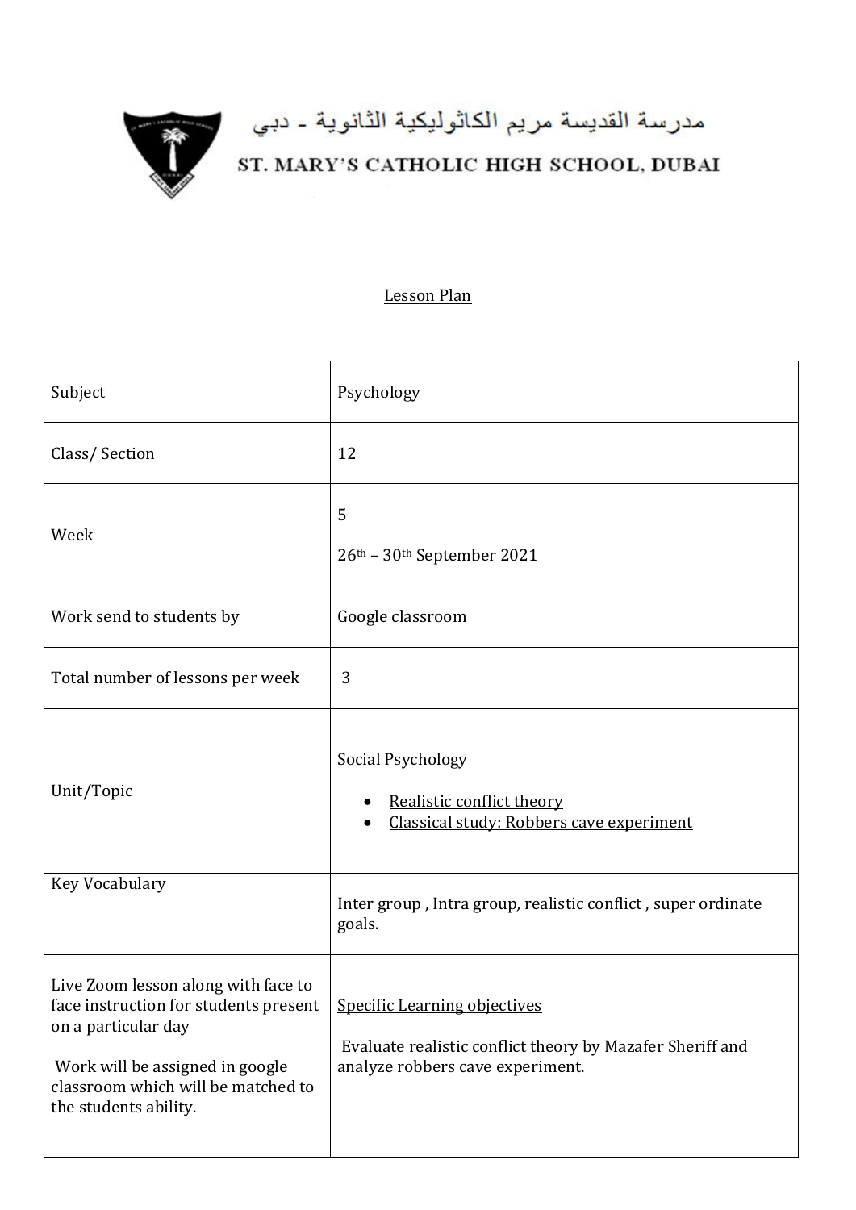مدرسة القديسة مريم الكاثوليكية الثانوية - دبي

ST. MARY'S CATHOLIC HIGH SCHOOL, DUBAI

## Lesson Plan

| | |
|---|---|
| Subject | Psychology |
| Class/ Section | 12 |
| Week | 5<br>26th – 30th September 2021 |
| Work send to students by | Google classroom |
| Total number of lessons per week | 3 |
| Unit/Topic | Social Psychology<br>• Realistic conflict theory<br>• Classical study: Robbers cave experiment |
| Key Vocabulary | Inter group , Intra group, realistic conflict , super ordinate goals. |
| Live Zoom lesson along with face to face instruction for students present on a particular day<br><br>Work will be assigned in google classroom which will be matched to the students ability. | Specific Learning objectives<br><br>Evaluate realistic conflict theory by Mazafer Sheriff and analyze robbers cave experiment. |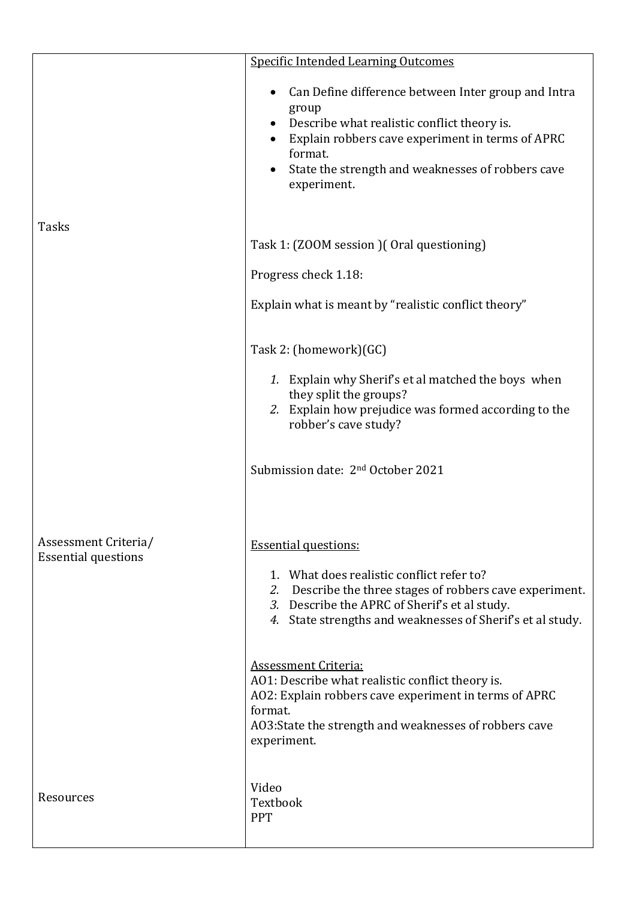| | |
|---|---|
| | <u>Specific Intended Learning Outcomes</u><br><br>• Can Define difference between Inter group and Intra group<br>• Describe what realistic conflict theory is.<br>• Explain robbers cave experiment in terms of APRC format.<br>• State the strength and weaknesses of robbers cave experiment. |
| Tasks | Task 1: (ZOOM session )( Oral questioning)<br><br>Progress check 1.18:<br><br>Explain what is meant by "realistic conflict theory"<br><br>Task 2: (homework)(GC)<br><br>*1.* Explain why Sherif's et al matched the boys when they split the groups?<br>*2.* Explain how prejudice was formed according to the robber's cave study?<br><br>Submission date: 2nd October 2021 |
| Assessment Criteria/<br>Essential questions | <u>Essential questions:</u><br><br>1. What does realistic conflict refer to?<br>*2.* Describe the three stages of robbers cave experiment.<br>*3.* Describe the APRC of Sherif's et al study.<br>*4.* State strengths and weaknesses of Sherif's et al study.<br><br><u>Assessment Criteria:</u><br>AO1: Describe what realistic conflict theory is.<br>AO2: Explain robbers cave experiment in terms of APRC format.<br>AO3:State the strength and weaknesses of robbers cave experiment. |
| Resources | Video<br>Textbook<br>PPT |